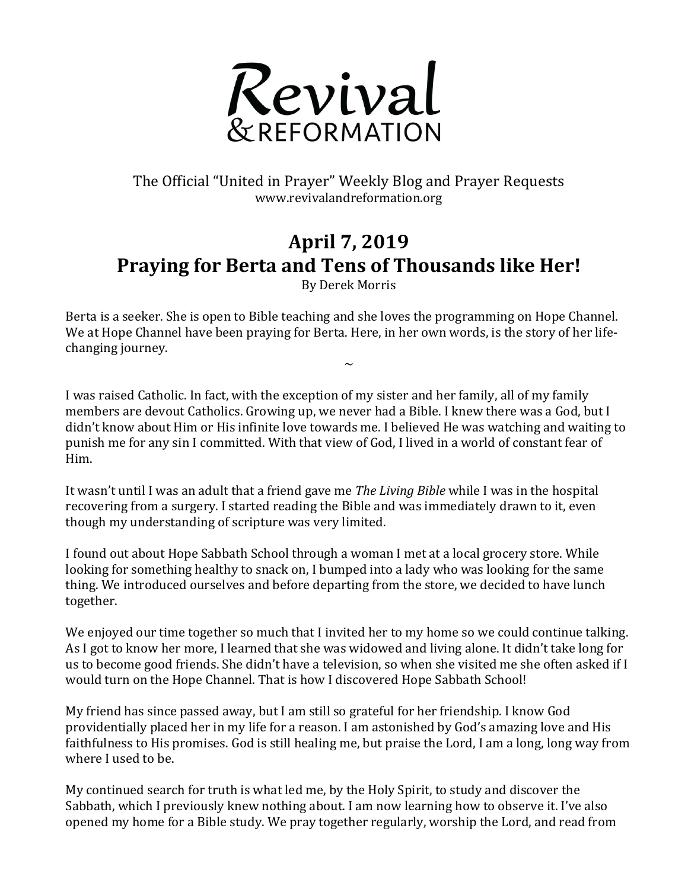# Revival & REFORMATION

The Official "United in Prayer" Weekly Blog and Prayer Requests
www.revivalandreformation.org

## April 7, 2019
## Praying for Berta and Tens of Thousands like Her!

By Derek Morris

Berta is a seeker. She is open to Bible teaching and she loves the programming on Hope Channel. We at Hope Channel have been praying for Berta. Here, in her own words, is the story of her life-changing journey.

~

I was raised Catholic. In fact, with the exception of my sister and her family, all of my family members are devout Catholics. Growing up, we never had a Bible. I knew there was a God, but I didn't know about Him or His infinite love towards me. I believed He was watching and waiting to punish me for any sin I committed. With that view of God, I lived in a world of constant fear of Him.

It wasn't until I was an adult that a friend gave me *The Living Bible* while I was in the hospital recovering from a surgery. I started reading the Bible and was immediately drawn to it, even though my understanding of scripture was very limited.

I found out about Hope Sabbath School through a woman I met at a local grocery store. While looking for something healthy to snack on, I bumped into a lady who was looking for the same thing. We introduced ourselves and before departing from the store, we decided to have lunch together.

We enjoyed our time together so much that I invited her to my home so we could continue talking. As I got to know her more, I learned that she was widowed and living alone. It didn't take long for us to become good friends. She didn't have a television, so when she visited me she often asked if I would turn on the Hope Channel. That is how I discovered Hope Sabbath School!

My friend has since passed away, but I am still so grateful for her friendship. I know God providentially placed her in my life for a reason. I am astonished by God's amazing love and His faithfulness to His promises. God is still healing me, but praise the Lord, I am a long, long way from where I used to be.

My continued search for truth is what led me, by the Holy Spirit, to study and discover the Sabbath, which I previously knew nothing about. I am now learning how to observe it. I've also opened my home for a Bible study. We pray together regularly, worship the Lord, and read from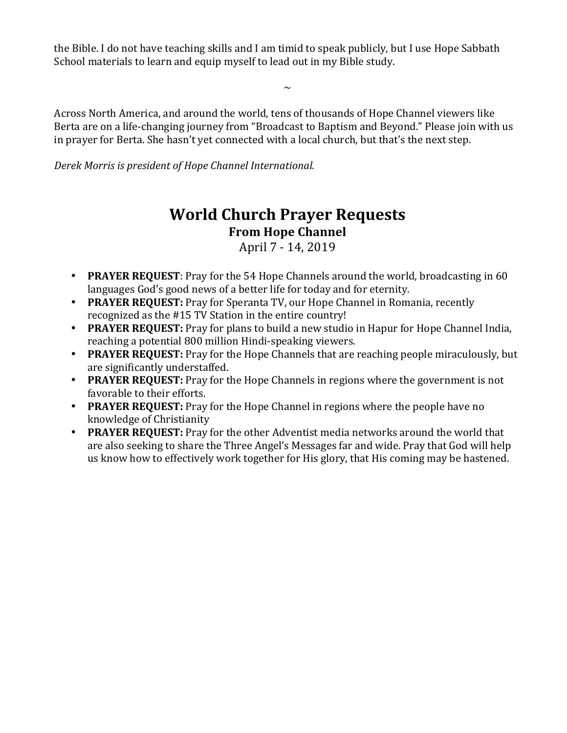the Bible. I do not have teaching skills and I am timid to speak publicly, but I use Hope Sabbath School materials to learn and equip myself to lead out in my Bible study.

~

Across North America, and around the world, tens of thousands of Hope Channel viewers like Berta are on a life-changing journey from "Broadcast to Baptism and Beyond." Please join with us in prayer for Berta. She hasn't yet connected with a local church, but that's the next step.

*Derek Morris is president of Hope Channel International.*

# World Church Prayer Requests

## From Hope Channel

April 7 - 14, 2019

- **PRAYER REQUEST**: Pray for the 54 Hope Channels around the world, broadcasting in 60 languages God's good news of a better life for today and for eternity.
- **PRAYER REQUEST:** Pray for Speranta TV, our Hope Channel in Romania, recently recognized as the #15 TV Station in the entire country!
- **PRAYER REQUEST:** Pray for plans to build a new studio in Hapur for Hope Channel India, reaching a potential 800 million Hindi-speaking viewers.
- **PRAYER REQUEST:** Pray for the Hope Channels that are reaching people miraculously, but are significantly understaffed.
- **PRAYER REQUEST:** Pray for the Hope Channels in regions where the government is not favorable to their efforts.
- **PRAYER REQUEST:** Pray for the Hope Channel in regions where the people have no knowledge of Christianity
- **PRAYER REQUEST:** Pray for the other Adventist media networks around the world that are also seeking to share the Three Angel's Messages far and wide. Pray that God will help us know how to effectively work together for His glory, that His coming may be hastened.